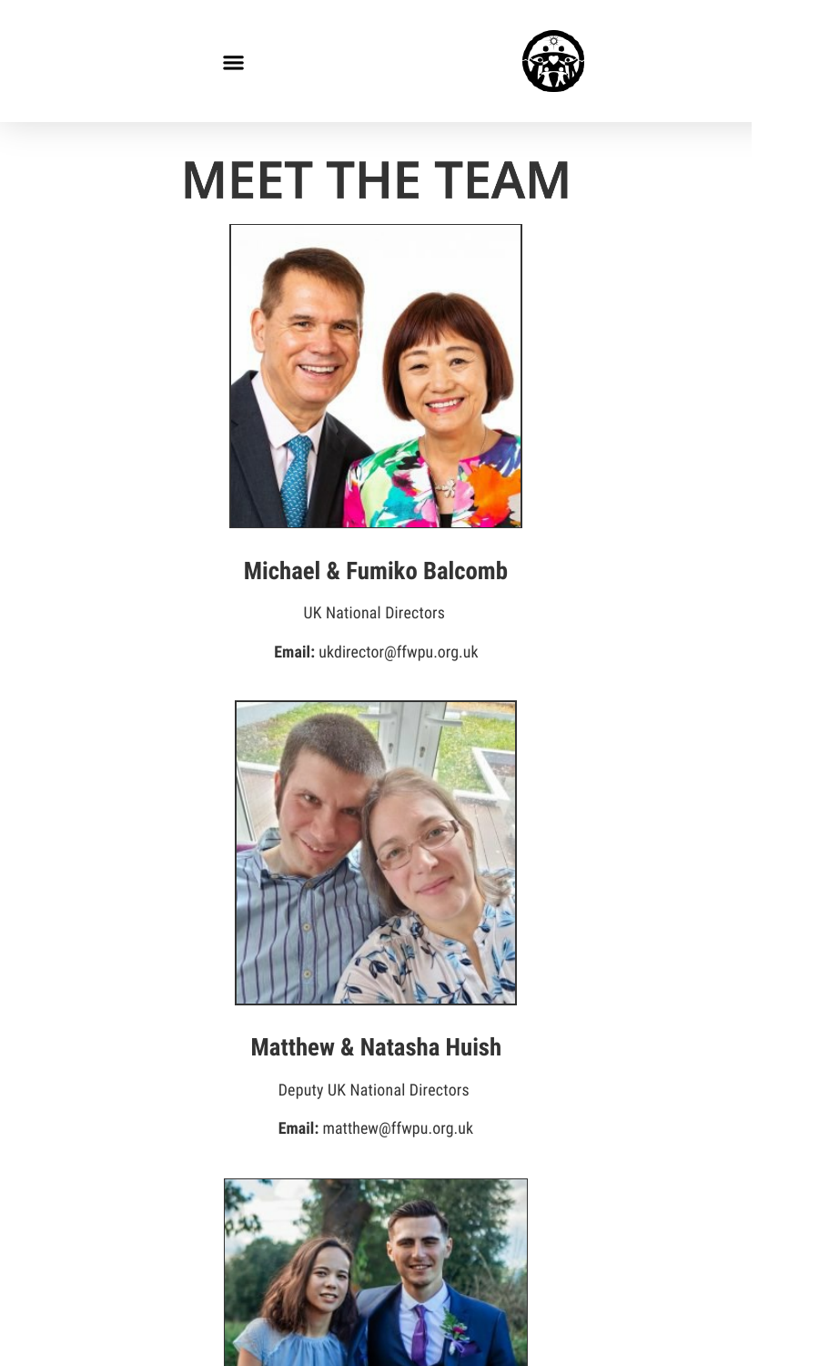# MEET THE TEAM

### Michael & Fumiko Balcomb

UK National Directors

**Email:** ukdirector@ffwpu.org.uk

### Matthew & Natasha Huish

Deputy UK National Directors

**Email:** matthew@ffwpu.org.uk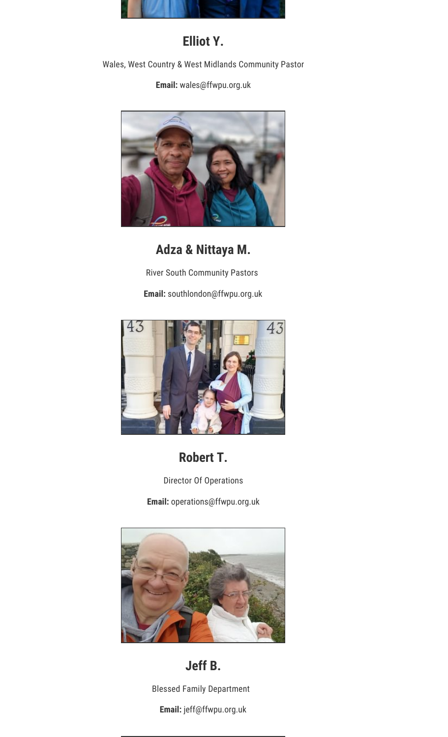### Elliot Y.

Wales, West Country & West Midlands Community Pastor

**Email:** wales@ffwpu.org.uk

### Adza & Nittaya M.

River South Community Pastors

**Email:** southlondon@ffwpu.org.uk

### Robert T.

Director Of Operations

**Email:** operations@ffwpu.org.uk

### Jeff B.

Blessed Family Department

**Email:** jeff@ffwpu.org.uk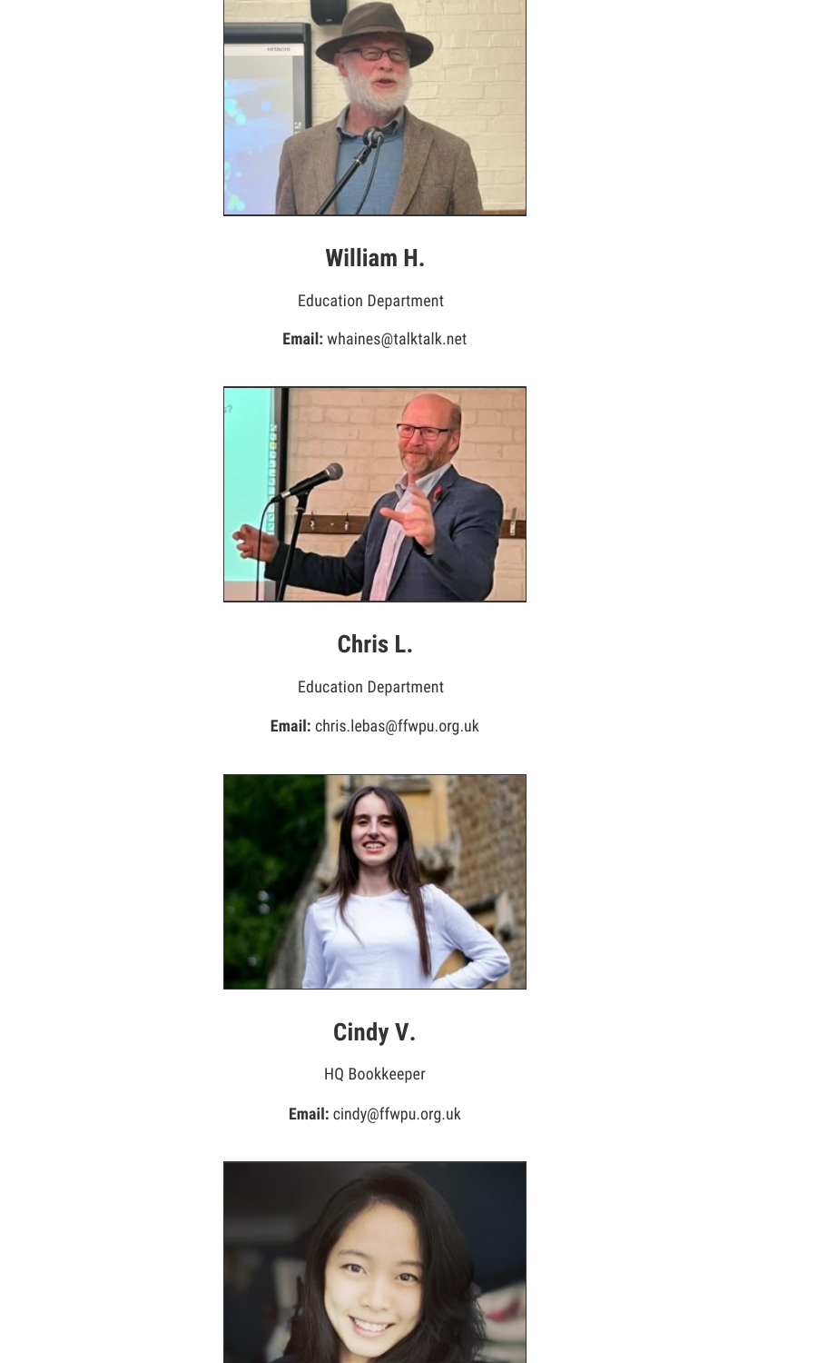### William H.

Education Department

**Email:** whaines@talktalk.net

### Chris L.

Education Department

**Email:** chris.lebas@ffwpu.org.uk

### Cindy V.

HQ Bookkeeper

**Email:** cindy@ffwpu.org.uk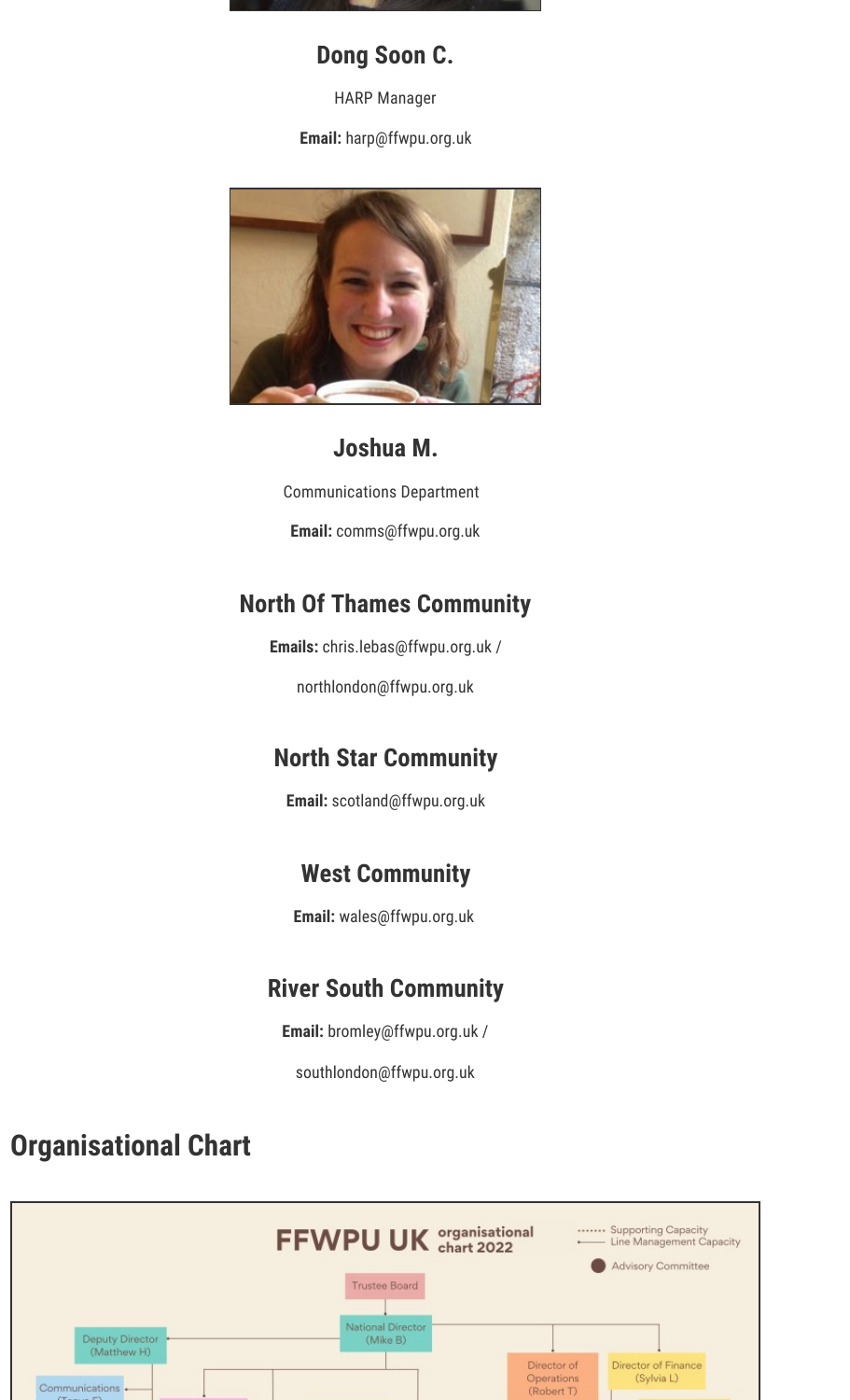### Dong Soon C.

HARP Manager

**Email:** harp@ffwpu.org.uk

### Joshua M.

Communications Department

**Email:** comms@ffwpu.org.uk

### North Of Thames Community

**Emails:** chris.lebas@ffwpu.org.uk /

northlondon@ffwpu.org.uk

### North Star Community

**Email:** scotland@ffwpu.org.uk

### West Community

**Email:** wales@ffwpu.org.uk

### River South Community

**Email:** bromley@ffwpu.org.uk /

southlondon@ffwpu.org.uk

## Organisational Chart

FFWPU UK organisational chart 2022

Supporting Capacity
Line Management Capacity
Advisory Committee

Trustee Board

National Director (Mike B)

Deputy Director (Matthew H)

Director of Operations (Robert T)

Director of Finance (Sylvia L)

Communications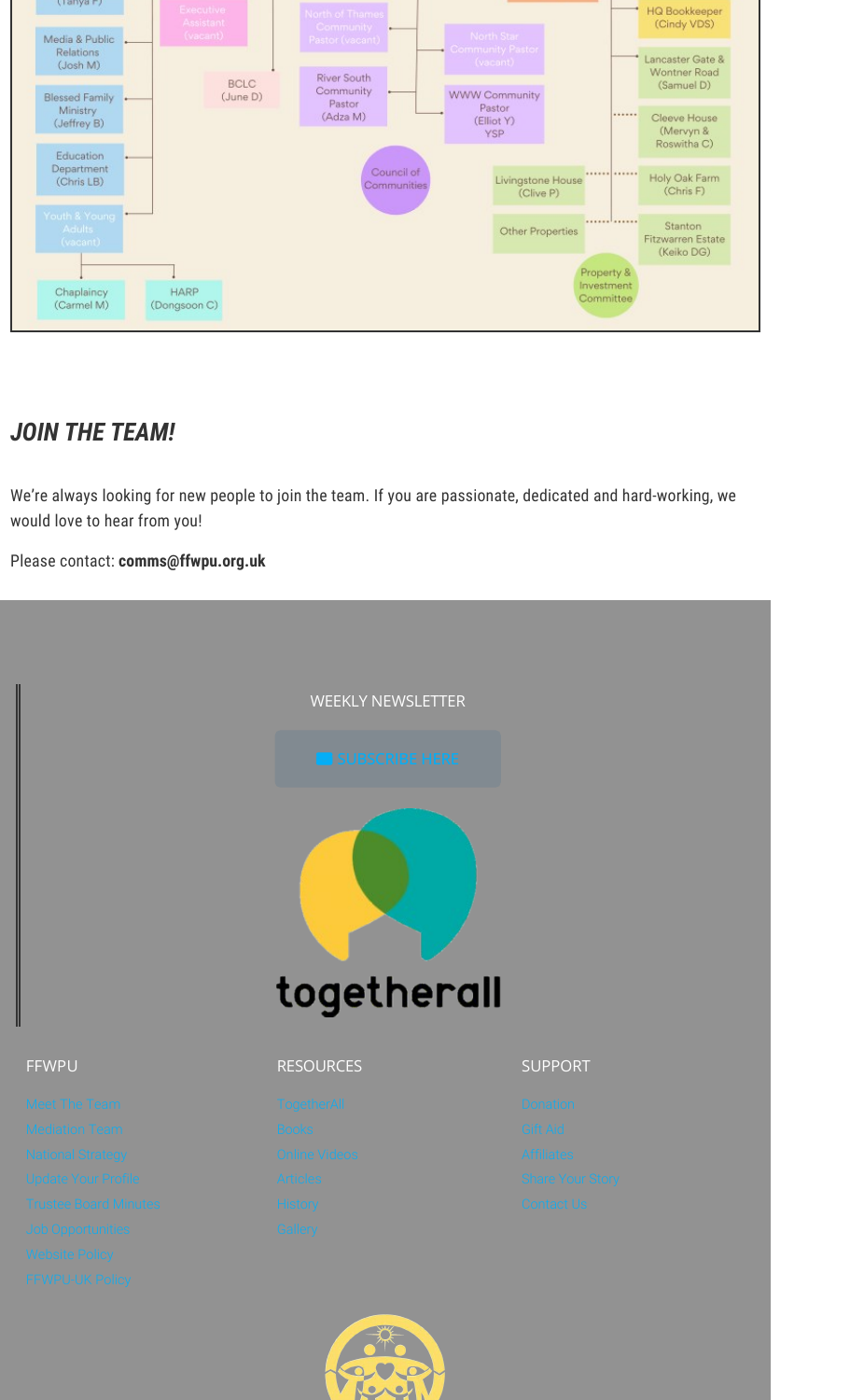(Tanya F)

Media & Public Relations (Josh M)

Blessed Family Ministry (Jeffrey B)

Education Department (Chris LB)

Youth & Young Adults (vacant)

Chaplaincy (Carmel M)

HARP (Dongsoon C)

Executive Assistant (vacant)

BCLC (June D)

North of Thames Community Pastor (vacant)

River South Community Pastor (Adza M)

Council of Communities

North Star Community Pastor (vacant)

WWW Community Pastor (Elliot Y) YSP

Livingstone House (Clive P)

Other Properties

Property & Investment Committee

HQ Bookkeeper (Cindy VDS)

Lancaster Gate & Wontner Road (Samuel D)

Cleeve House (Mervyn & Roswitha C)

Holy Oak Farm (Chris F)

Stanton Fitzwarren Estate (Keiko DG)

## *JOIN THE TEAM!*

We're always looking for new people to join the team. If you are passionate, dedicated and hard-working, we would love to hear from you!

Please contact: **comms@ffwpu.org.uk**

WEEKLY NEWSLETTER

SUBSCRIBE HERE

togetherall

**FFWPU**

- Meet The Team
- Mediation Team
- National Strategy
- Update Your Profile
- Trustee Board Minutes
- Job Opportunities
- Website Policy
- FFWPU UK Policy

**RESOURCES**

- TogetherAll
- Books
- Online Videos
- Articles
- History
- Gallery

**SUPPORT**

- Donation
- Gift Aid
- Affiliates
- Share Your Story
- Contact Us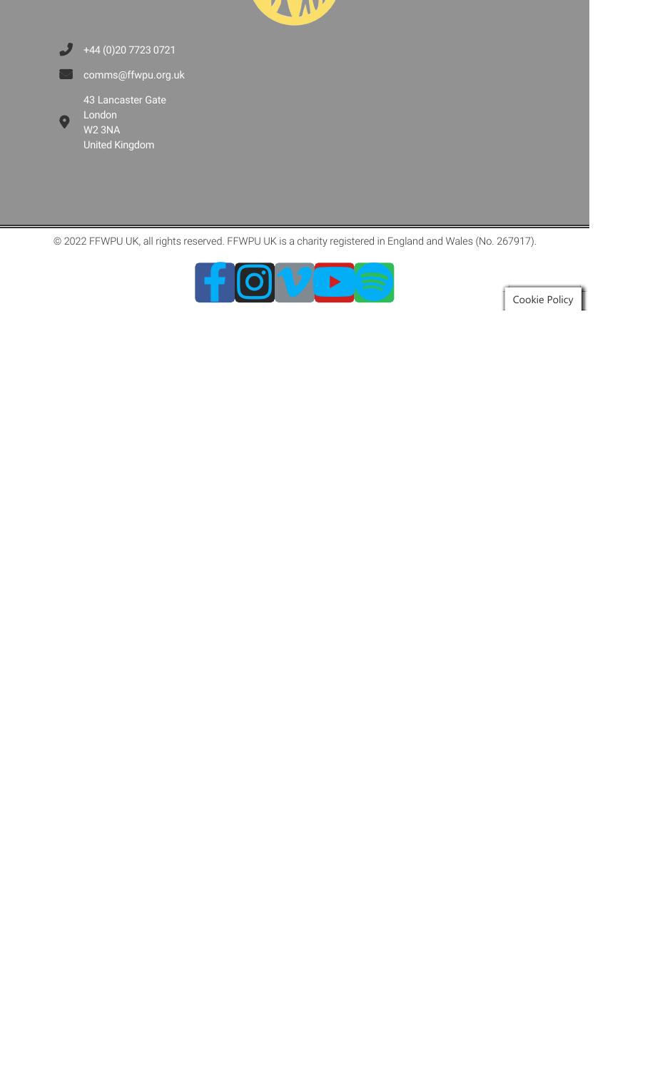+44 (0)20 7723 0721

comms@ffwpu.org.uk

43 Lancaster Gate
London
W2 3NA
United Kingdom

© 2022 FFWPU UK, all rights reserved. FFWPU UK is a charity registered in England and Wales (No. 267917).

Cookie Policy